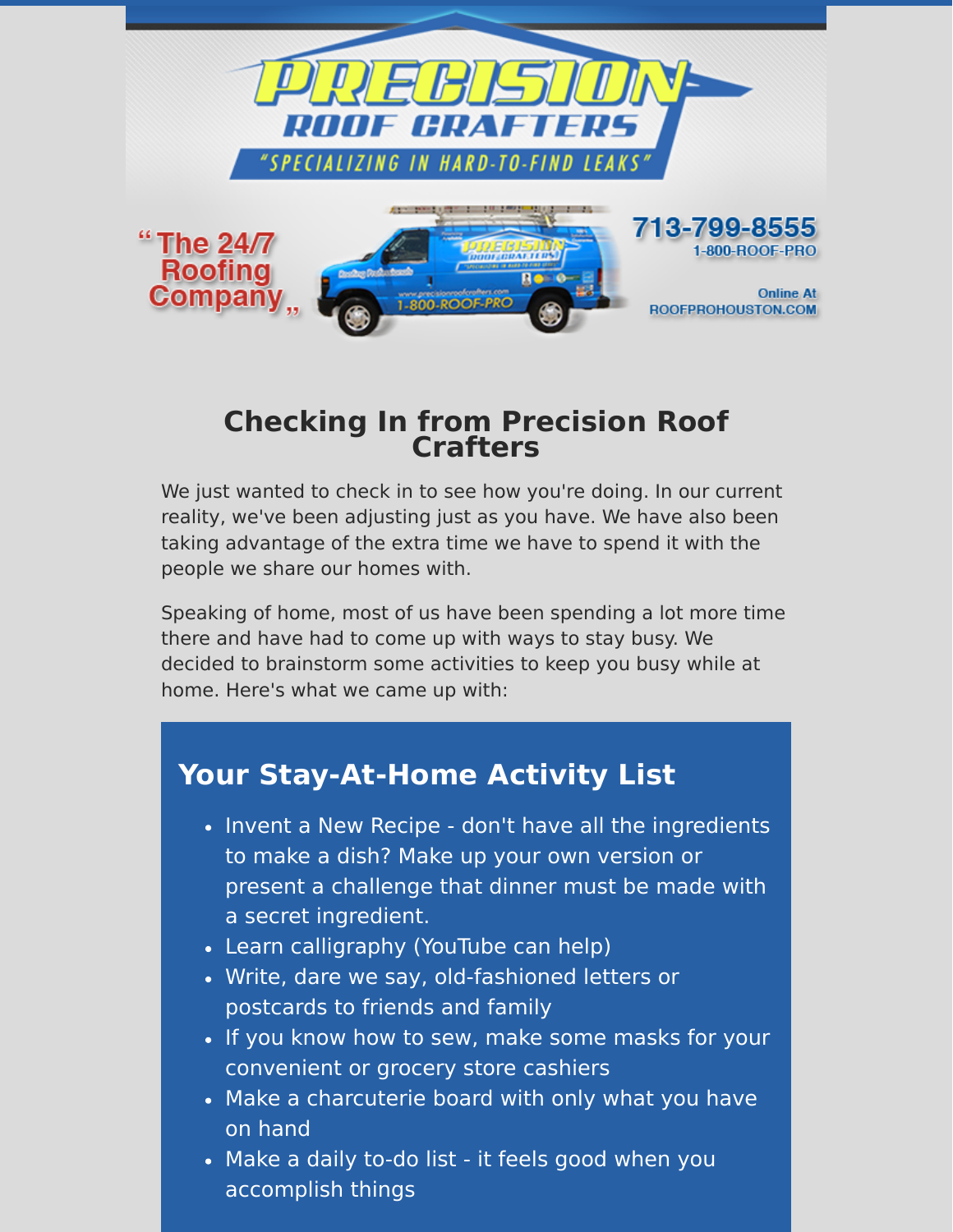PRECISION ROOF CRAFTERS

"SPECIALIZING IN HARD-TO-FIND LEAKS"

"The 24/7 Roofing Company"

713-799-8555
1-800-ROOF-PRO

Online At ROOFPROHOUSTON.COM

# Checking In from Precision Roof Crafters

We just wanted to check in to see how you're doing. In our current reality, we've been adjusting just as you have. We have also been taking advantage of the extra time we have to spend it with the people we share our homes with.

Speaking of home, most of us have been spending a lot more time there and have had to come up with ways to stay busy. We decided to brainstorm some activities to keep you busy while at home. Here's what we came up with:

## Your Stay-At-Home Activity List

- Invent a New Recipe - don't have all the ingredients to make a dish? Make up your own version or present a challenge that dinner must be made with a secret ingredient.
- Learn calligraphy (YouTube can help)
- Write, dare we say, old-fashioned letters or postcards to friends and family
- If you know how to sew, make some masks for your convenient or grocery store cashiers
- Make a charcuterie board with only what you have on hand
- Make a daily to-do list - it feels good when you accomplish things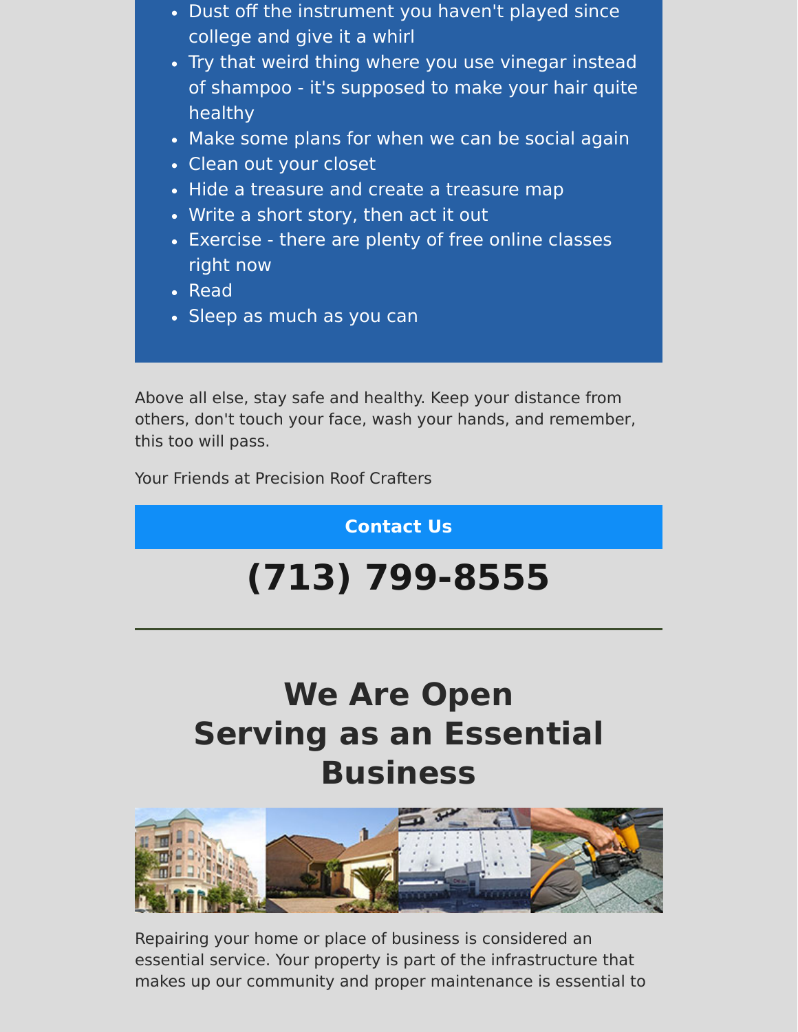- Dust off the instrument you haven't played since college and give it a whirl
- Try that weird thing where you use vinegar instead of shampoo - it's supposed to make your hair quite healthy
- Make some plans for when we can be social again
- Clean out your closet
- Hide a treasure and create a treasure map
- Write a short story, then act it out
- Exercise - there are plenty of free online classes right now
- Read
- Sleep as much as you can

Above all else, stay safe and healthy. Keep your distance from others, don't touch your face, wash your hands, and remember, this too will pass.

Your Friends at Precision Roof Crafters

**Contact Us**

# (713) 799-8555

---

## We Are Open
## Serving as an Essential Business

Repairing your home or place of business is considered an essential service. Your property is part of the infrastructure that makes up our community and proper maintenance is essential to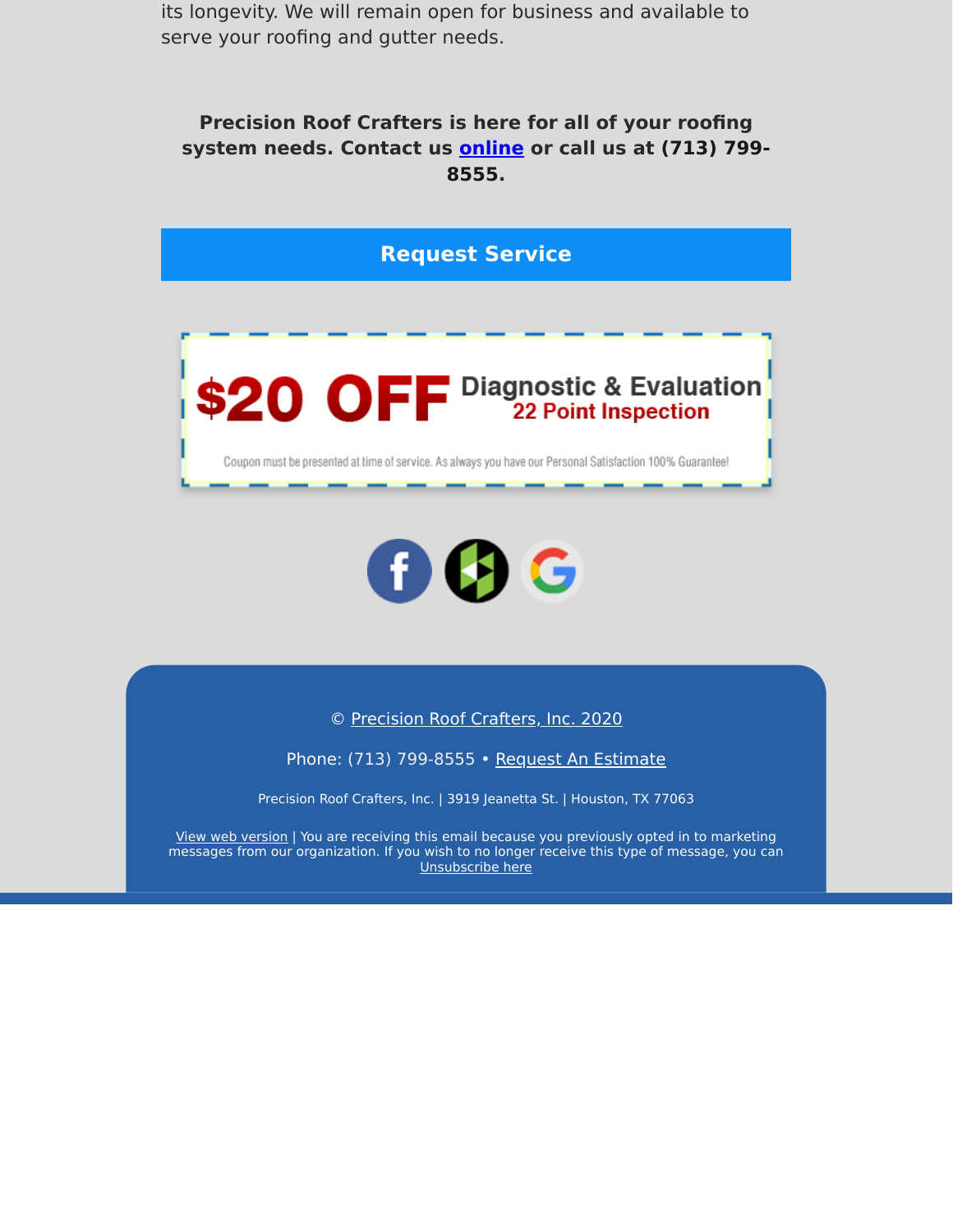its longevity. We will remain open for business and available to serve your roofing and gutter needs.

**Precision Roof Crafters is here for all of your roofing system needs. Contact us online or call us at (713) 799-8555.**

**Request Service**

$20 OFF Diagnostic & Evaluation

22 Point Inspection

Coupon must be presented at time of service. As always you have our Personal Satisfaction 100% Guarantee!

© Precision Roof Crafters, Inc. 2020

Phone: (713) 799-8555 • Request An Estimate

Precision Roof Crafters, Inc. | 3919 Jeanetta St. | Houston, TX 77063

View web version | You are receiving this email because you previously opted in to marketing messages from our organization. If you wish to no longer receive this type of message, you can Unsubscribe here